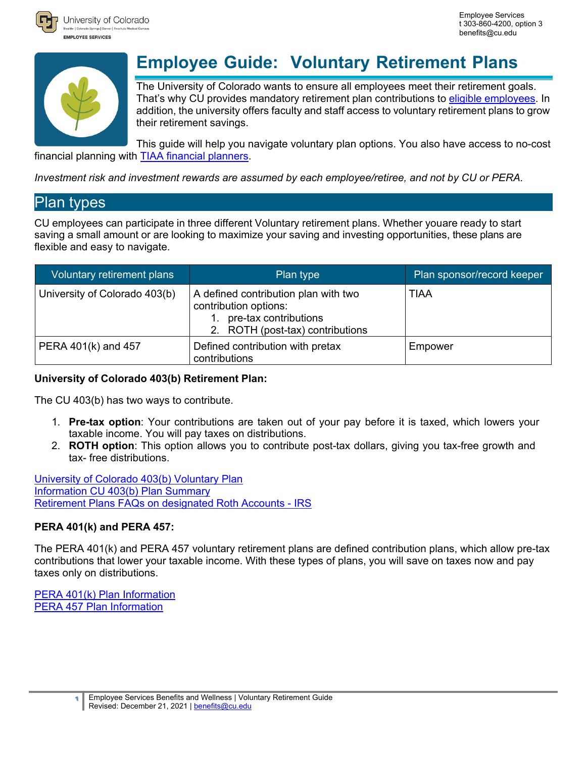Employee Services
t 303-860-4200, option 3
benefits@cu.edu

# Employee Guide: Voluntary Retirement Plans

The University of Colorado wants to ensure all employees meet their retirement goals. That's why CU provides mandatory retirement plan contributions to eligible employees. In addition, the university offers faculty and staff access to voluntary retirement plans to grow their retirement savings.

This guide will help you navigate voluntary plan options. You also have access to no-cost financial planning with TIAA financial planners.

*Investment risk and investment rewards are assumed by each employee/retiree, and not by CU or PERA.*

## Plan types

CU employees can participate in three different Voluntary retirement plans. Whether youare ready to start saving a small amount or are looking to maximize your saving and investing opportunities, these plans are flexible and easy to navigate.

| Voluntary retirement plans | Plan type | Plan sponsor/record keeper |
|---|---|---|
| University of Colorado 403(b) | A defined contribution plan with two contribution options: 1. pre-tax contributions 2. ROTH (post-tax) contributions | TIAA |
| PERA 401(k) and 457 | Defined contribution with pretax contributions | Empower |

**University of Colorado 403(b) Retirement Plan:**

The CU 403(b) has two ways to contribute.

1. **Pre-tax option**: Your contributions are taken out of your pay before it is taxed, which lowers your taxable income. You will pay taxes on distributions.
2. **ROTH option**: This option allows you to contribute post-tax dollars, giving you tax-free growth and tax- free distributions.

University of Colorado 403(b) Voluntary Plan
Information CU 403(b) Plan Summary
Retirement Plans FAQs on designated Roth Accounts - IRS

**PERA 401(k) and PERA 457:**

The PERA 401(k) and PERA 457 voluntary retirement plans are defined contribution plans, which allow pre-tax contributions that lower your taxable income. With these types of plans, you will save on taxes now and pay taxes only on distributions.

PERA 401(k) Plan Information
PERA 457 Plan Information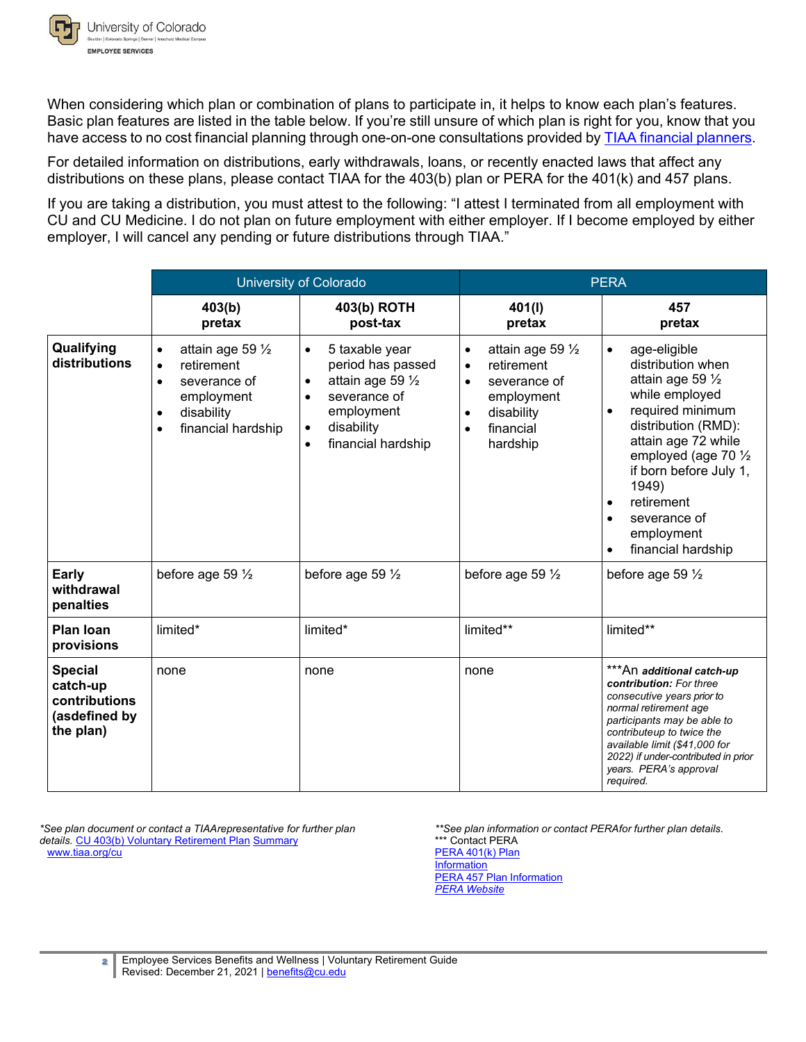When considering which plan or combination of plans to participate in, it helps to know each plan's features. Basic plan features are listed in the table below. If you're still unsure of which plan is right for you, know that you have access to no cost financial planning through one-on-one consultations provided by [TIAA financial planners](#).

For detailed information on distributions, early withdrawals, loans, or recently enacted laws that affect any distributions on these plans, please contact TIAA for the 403(b) plan or PERA for the 401(k) and 457 plans.

If you are taking a distribution, you must attest to the following: "I attest I terminated from all employment with CU and CU Medicine. I do not plan on future employment with either employer. If I become employed by either employer, I will cancel any pending or future distributions through TIAA."

| | University of Colorado | | PERA | |
|---|---|---|---|---|
| | **403(b) pretax** | **403(b) ROTH post-tax** | **401(l) pretax** | **457 pretax** |
| **Qualifying distributions** | • attain age 59 ½<br>• retirement<br>• severance of employment<br>• disability<br>• financial hardship | • 5 taxable year period has passed<br>• attain age 59 ½<br>• severance of employment<br>• disability<br>• financial hardship | • attain age 59 ½<br>• retirement<br>• severance of employment<br>• disability<br>• financial hardship | • age-eligible distribution when attain age 59 ½ while employed<br>• required minimum distribution (RMD): attain age 72 while employed (age 70 ½ if born before July 1, 1949)<br>• retirement<br>• severance of employment<br>• financial hardship |
| **Early withdrawal penalties** | before age 59 ½ | before age 59 ½ | before age 59 ½ | before age 59 ½ |
| **Plan loan provisions** | limited* | limited* | limited** | limited** |
| **Special catch-up contributions (asdefined by the plan)** | none | none | none | ***An ***additional catch-up contribution:*** *For three consecutive years prior to normal retirement age participants may be able to contributeup to twice the available limit ($41,000 for 2022) if under-contributed in prior years. PERA's approval required.* |

*\*See plan document or contact a TIAArepresentative for further plan details.* [CU 403(b) Voluntary Retirement Plan Summary](#)
[www.tiaa.org/cu](#)

*\*\*See plan information or contact PERAfor further plan details.*
\*\*\* Contact PERA
[PERA 401(k) Plan Information](#)
[PERA 457 Plan Information](#)
[*PERA Website*](#)

Employee Services Benefits and Wellness | Voluntary Retirement Guide
Revised: December 21, 2021 | [benefits@cu.edu](#)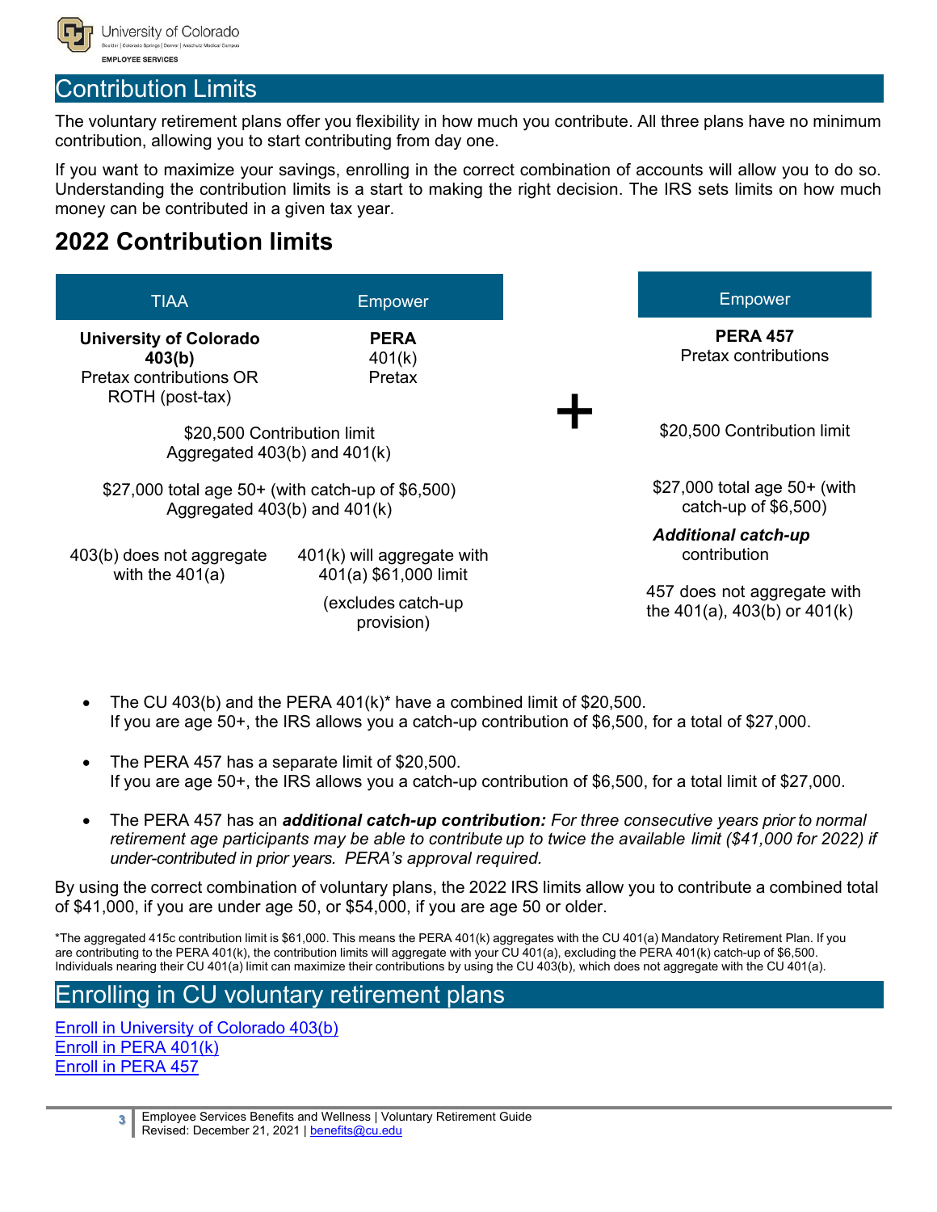# Contribution Limits

The voluntary retirement plans offer you flexibility in how much you contribute. All three plans have no minimum contribution, allowing you to start contributing from day one.

If you want to maximize your savings, enrolling in the correct combination of accounts will allow you to do so. Understanding the contribution limits is a start to making the right decision. The IRS sets limits on how much money can be contributed in a given tax year.

## 2022 Contribution limits

| TIAA | Empower | | Empower |
|---|---|---|---|
| **University of Colorado 403(b)**<br>Pretax contributions OR ROTH (post-tax) | **PERA**<br>401(k)<br>Pretax | + | **PERA 457**<br>Pretax contributions |
| $20,500 Contribution limit<br>Aggregated 403(b) and 401(k) | | | $20,500 Contribution limit |
| $27,000 total age 50+ (with catch-up of $6,500)<br>Aggregated 403(b) and 401(k) | | | $27,000 total age 50+ (with catch-up of $6,500) |
| | | | ***Additional catch-up*** contribution |
| 403(b) does not aggregate with the 401(a) | 401(k) will aggregate with 401(a) $61,000 limit<br>(excludes catch-up provision) | | 457 does not aggregate with the 401(a), 403(b) or 401(k) |

- The CU 403(b) and the PERA 401(k)* have a combined limit of $20,500.
  If you are age 50+, the IRS allows you a catch-up contribution of $6,500, for a total of $27,000.
- The PERA 457 has a separate limit of $20,500.
  If you are age 50+, the IRS allows you a catch-up contribution of $6,500, for a total limit of $27,000.
- The PERA 457 has an ***additional catch-up contribution:*** *For three consecutive years prior to normal retirement age participants may be able to contribute up to twice the available limit ($41,000 for 2022) if under-contributed in prior years. PERA's approval required.*

By using the correct combination of voluntary plans, the 2022 IRS limits allow you to contribute a combined total of $41,000, if you are under age 50, or $54,000, if you are age 50 or older.

*The aggregated 415c contribution limit is $61,000. This means the PERA 401(k) aggregates with the CU 401(a) Mandatory Retirement Plan. If you are contributing to the PERA 401(k), the contribution limits will aggregate with your CU 401(a), excluding the PERA 401(k) catch-up of $6,500. Individuals nearing their CU 401(a) limit can maximize their contributions by using the CU 403(b), which does not aggregate with the CU 401(a).

# Enrolling in CU voluntary retirement plans

Enroll in University of Colorado 403(b)
Enroll in PERA 401(k)
Enroll in PERA 457